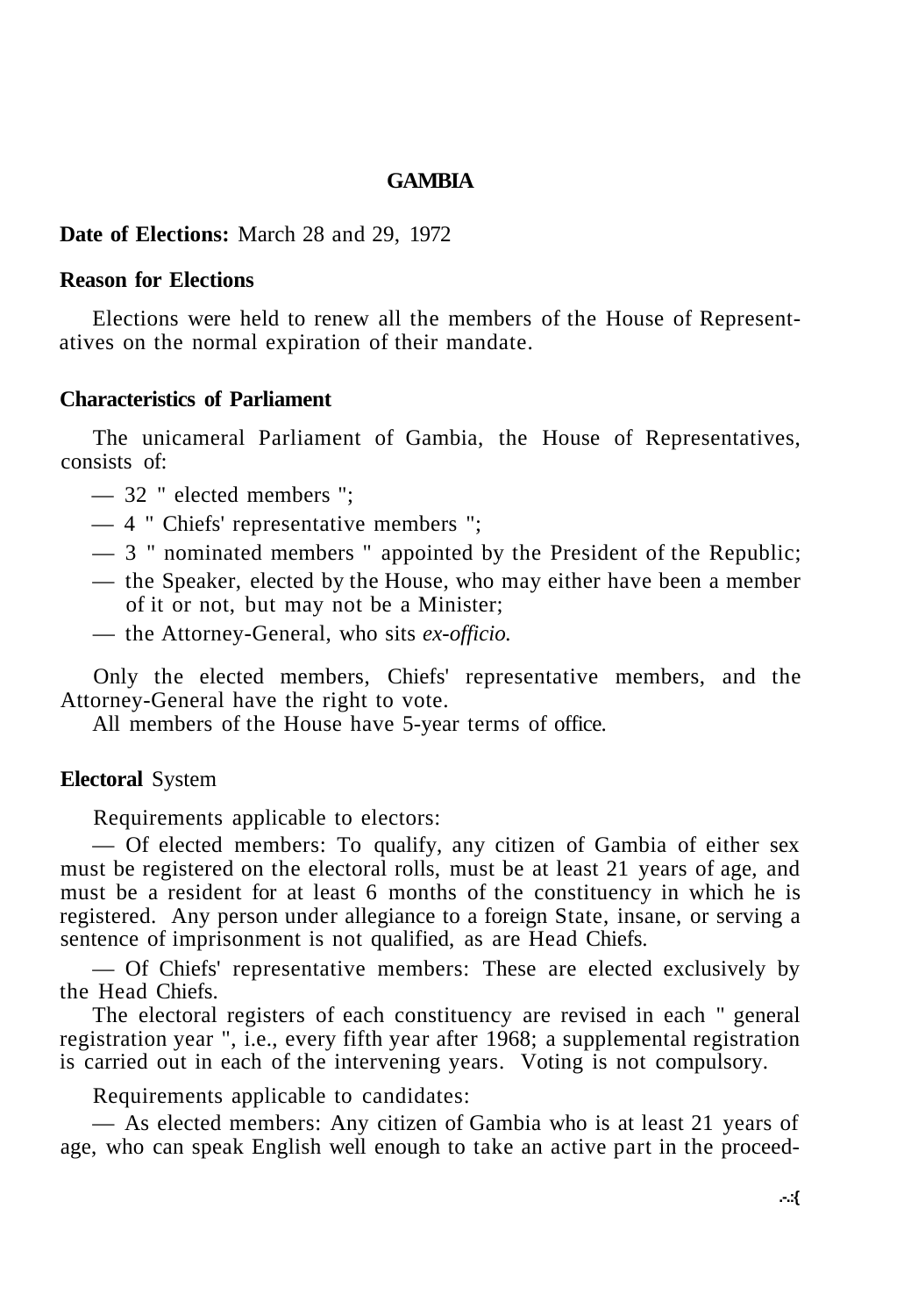# GAMBIA

**Date of Elections:** March 28 and 29, 1972

## Reason for Elections

Elections were held to renew all the members of the House of Representatives on the normal expiration of their mandate.

## Characteristics of Parliament

The unicameral Parliament of Gambia, the House of Representatives, consists of:

— 32 " elected members ";

— 4 " Chiefs' representative members ";

— 3 " nominated members " appointed by the President of the Republic;

— the Speaker, elected by the House, who may either have been a member of it or not, but may not be a Minister;

— the Attorney-General, who sits *ex-officio.*

Only the elected members, Chiefs' representative members, and the Attorney-General have the right to vote.

All members of the House have 5-year terms of office.

## Electoral System

Requirements applicable to electors:

— Of elected members: To qualify, any citizen of Gambia of either sex must be registered on the electoral rolls, must be at least 21 years of age, and must be a resident for at least 6 months of the constituency in which he is registered. Any person under allegiance to a foreign State, insane, or serving a sentence of imprisonment is not qualified, as are Head Chiefs.

— Of Chiefs' representative members: These are elected exclusively by the Head Chiefs.

The electoral registers of each constituency are revised in each " general registration year ", i.e., every fifth year after 1968; a supplemental registration is carried out in each of the intervening years. Voting is not compulsory.

Requirements applicable to candidates:

— As elected members: Any citizen of Gambia who is at least 21 years of age, who can speak English well enough to take an active part in the proceed-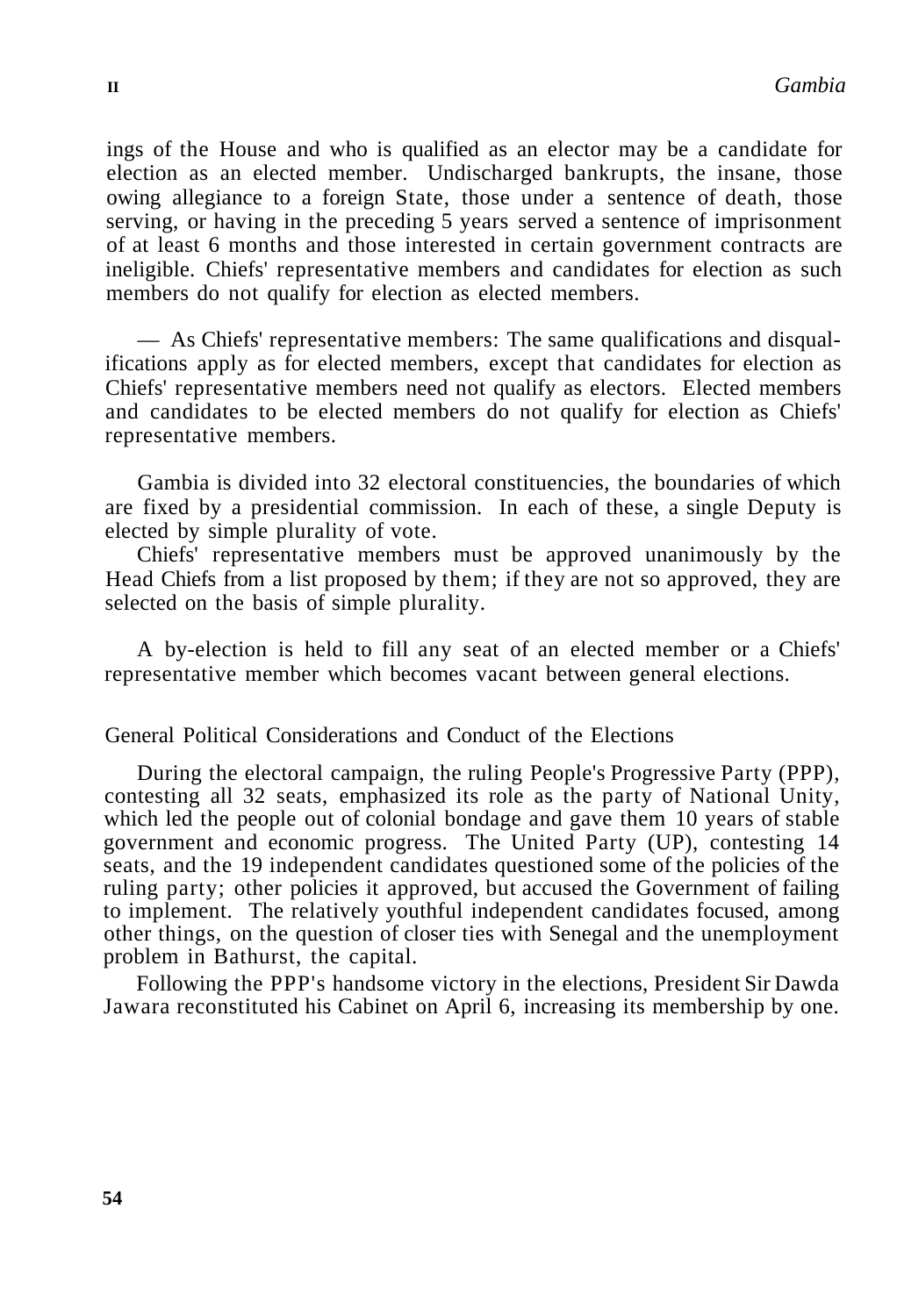ings of the House and who is qualified as an elector may be a candidate for election as an elected member. Undischarged bankrupts, the insane, those owing allegiance to a foreign State, those under a sentence of death, those serving, or having in the preceding 5 years served a sentence of imprisonment of at least 6 months and those interested in certain government contracts are ineligible. Chiefs' representative members and candidates for election as such members do not qualify for election as elected members.

— As Chiefs' representative members: The same qualifications and disqualifications apply as for elected members, except that candidates for election as Chiefs' representative members need not qualify as electors. Elected members and candidates to be elected members do not qualify for election as Chiefs' representative members.

Gambia is divided into 32 electoral constituencies, the boundaries of which are fixed by a presidential commission. In each of these, a single Deputy is elected by simple plurality of vote.

Chiefs' representative members must be approved unanimously by the Head Chiefs from a list proposed by them; if they are not so approved, they are selected on the basis of simple plurality.

A by-election is held to fill any seat of an elected member or a Chiefs' representative member which becomes vacant between general elections.

## General Political Considerations and Conduct of the Elections

During the electoral campaign, the ruling People's Progressive Party (PPP), contesting all 32 seats, emphasized its role as the party of National Unity, which led the people out of colonial bondage and gave them 10 years of stable government and economic progress. The United Party (UP), contesting 14 seats, and the 19 independent candidates questioned some of the policies of the ruling party; other policies it approved, but accused the Government of failing to implement. The relatively youthful independent candidates focused, among other things, on the question of closer ties with Senegal and the unemployment problem in Bathurst, the capital.

Following the PPP's handsome victory in the elections, President Sir Dawda Jawara reconstituted his Cabinet on April 6, increasing its membership by one.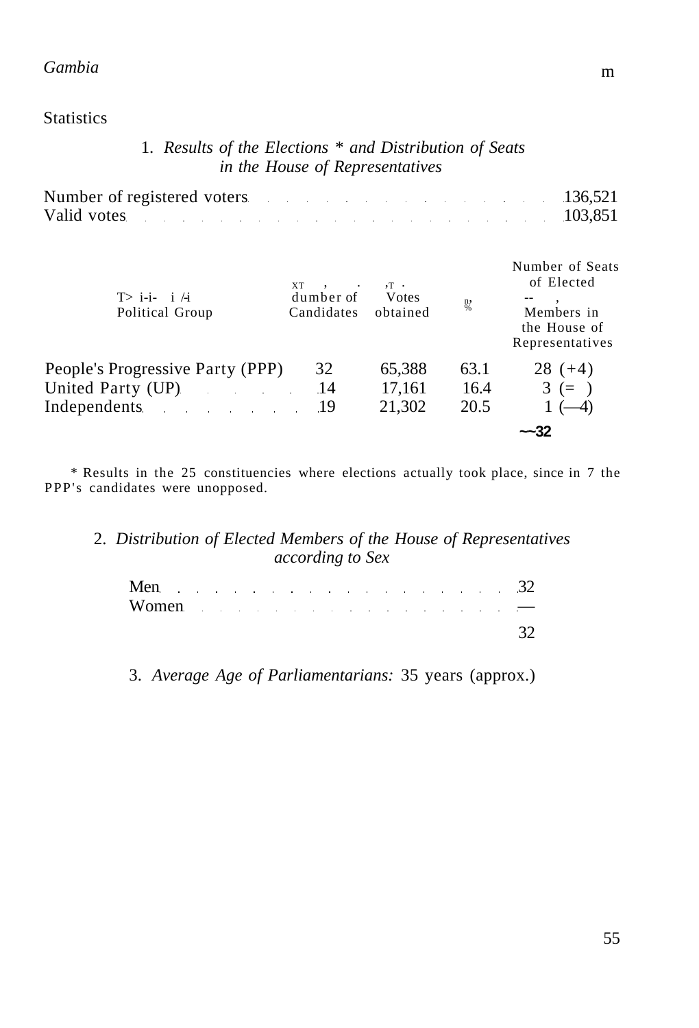Gambia

Statistics

### 1. *Results of the Elections \* and Distribution of Seats in the House of Representatives*

Number of registered voters . . . . . 136,521
Valid votes . . . . . 103,851

| Political Group | Number of Candidates | Votes obtained | % | Number of Seats of Elected Members in the House of Representatives |
|---|---|---|---|---|
| People's Progressive Party (PPP) | 32 | 65,388 | 63.1 | 28 (+4) |
| United Party (UP) | 14 | 17,161 | 16.4 | 3 (= ) |
| Independents | 19 | 21,302 | 20.5 | 1 (—4) |
| | | | | 32 |

\* Results in the 25 constituencies where elections actually took place, since in 7 the PPP's candidates were unopposed.

### 2. *Distribution of Elected Members of the House of Representatives according to Sex*

| | |
|---|---|
| Men | 32 |
| Women | — |
| | 32 |

3. *Average Age of Parliamentarians:* 35 years (approx.)